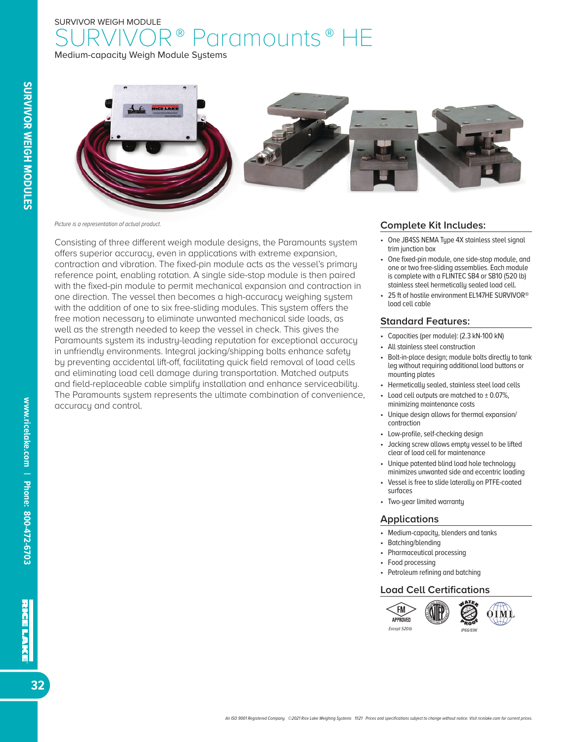SURVIVOR WEIGH MODULE

# SURVIVOR® Paramounts® HE

Medium-capacity Weigh Module Systems

*Picture is a representation of actual product.*

Consisting of three different weigh module designs, the Paramounts system offers superior accuracy, even in applications with extreme expansion, contraction and vibration. The fixed-pin module acts as the vessel's primary reference point, enabling rotation. A single side-stop module is then paired with the fixed-pin module to permit mechanical expansion and contraction in one direction. The vessel then becomes a high-accuracy weighing system with the addition of one to six free-sliding modules. This system offers the free motion necessary to eliminate unwanted mechanical side loads, as well as the strength needed to keep the vessel in check. This gives the Paramounts system its industry-leading reputation for exceptional accuracy in unfriendly environments. Integral jacking/shipping bolts enhance safety by preventing accidental lift-off, facilitating quick field removal of load cells and eliminating load cell damage during transportation. Matched outputs and field-replaceable cable simplify installation and enhance serviceability. The Paramounts system represents the ultimate combination of convenience, accuracy and control.

## Complete Kit Includes:

- One JB4SS NEMA Type 4X stainless steel signal trim junction box
- One fixed-pin module, one side-stop module, and one or two free-sliding assemblies. Each module is complete with a FLINTEC SB4 or SB10 (520 lb) stainless steel hermetically sealed load cell.
- 25 ft of hostile environment EL147HE SURVIVOR® load cell cable

## Standard Features:

- Capacities (per module): (2.3 kN-100 kN)
- All stainless steel construction
- Bolt-in-place design; module bolts directly to tank leg without requiring additional load buttons or mounting plates
- Hermetically sealed, stainless steel load cells
- Load cell outputs are matched to ± 0.07%, minimizing maintenance costs
- Unique design allows for thermal expansion/contraction
- Low-profile, self-checking design
- Jacking screw allows empty vessel to be lifted clear of load cell for maintenance
- Unique patented blind load hole technology minimizes unwanted side and eccentric loading
- Vessel is free to slide laterally on PTFE-coated surfaces
- Two-year limited warranty

## Applications

- Medium-capacity, blenders and tanks
- Batching/blending
- Pharmaceutical processing
- Food processing
- Petroleum refining and batching

## Load Cell Certifications

FM APPROVED *Except 520lb* | NTEP | WATERPROOF *IP66/69K* | OIML

*An ISO 9001 Registered Company ©2021 Rice Lake Weighing Systems 11/21 Prices and specifications subject to change without notice. Visit ricelake.com for current prices.*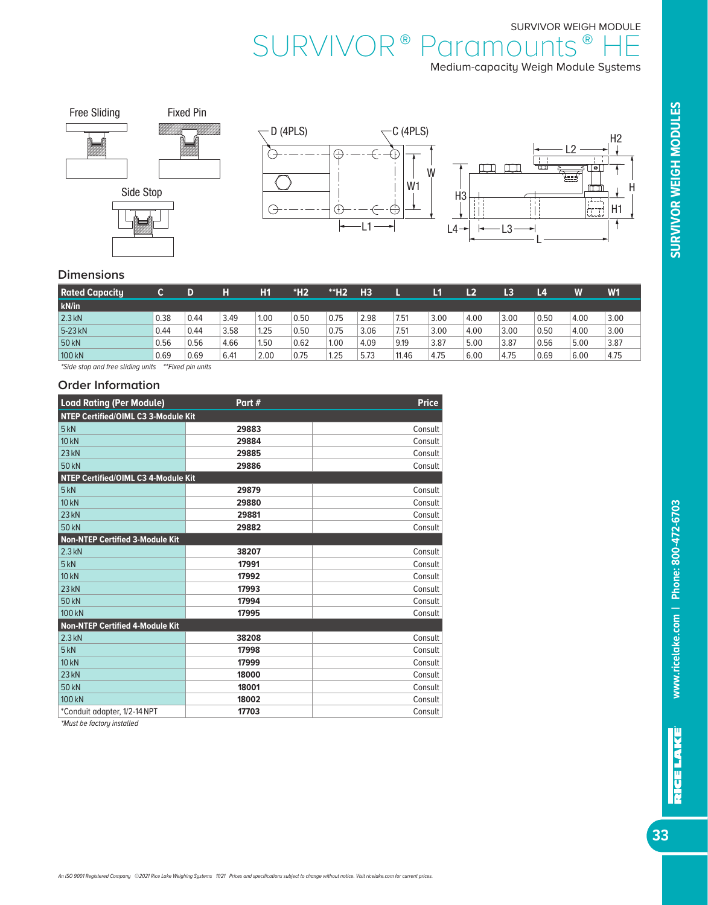# SURVIVOR® Paramounts® HE

Medium-capacity Weigh Module Systems

Free Sliding

Fixed Pin

Side Stop

D (4PLS)

C (4PLS)

W

W1

L1

H2

L2

H

H3

H1

L4

L3

L

## Dimensions

| Rated Capacity | C | D | H | H1 | *H2 | **H2 | H3 | L | L1 | L2 | L3 | L4 | W | W1 |
|---|---|---|---|---|---|---|---|---|---|---|---|---|---|---|
| kN/in | | | | | | | | | | | | | | |
| 2.3 kN | 0.38 | 0.44 | 3.49 | 1.00 | 0.50 | 0.75 | 2.98 | 7.51 | 3.00 | 4.00 | 3.00 | 0.50 | 4.00 | 3.00 |
| 5-23 kN | 0.44 | 0.44 | 3.58 | 1.25 | 0.50 | 0.75 | 3.06 | 7.51 | 3.00 | 4.00 | 3.00 | 0.50 | 4.00 | 3.00 |
| 50 kN | 0.56 | 0.56 | 4.66 | 1.50 | 0.62 | 1.00 | 4.09 | 9.19 | 3.87 | 5.00 | 3.87 | 0.56 | 5.00 | 3.87 |
| 100 kN | 0.69 | 0.69 | 6.41 | 2.00 | 0.75 | 1.25 | 5.73 | 11.46 | 4.75 | 6.00 | 4.75 | 0.69 | 6.00 | 4.75 |

*Side stop and free sliding units  **Fixed pin units

## Order Information

| Load Rating (Per Module) | Part # | Price |
|---|---|---|
| **NTEP Certified/OIML C3 3-Module Kit** | | |
| 5 kN | **29883** | Consult |
| 10 kN | **29884** | Consult |
| 23 kN | **29885** | Consult |
| 50 kN | **29886** | Consult |
| **NTEP Certified/OIML C3 4-Module Kit** | | |
| 5 kN | **29879** | Consult |
| 10 kN | **29880** | Consult |
| 23 kN | **29881** | Consult |
| 50 kN | **29882** | Consult |
| **Non-NTEP Certified 3-Module Kit** | | |
| 2.3 kN | **38207** | Consult |
| 5 kN | **17991** | Consult |
| 10 kN | **17992** | Consult |
| 23 kN | **17993** | Consult |
| 50 kN | **17994** | Consult |
| 100 kN | **17995** | Consult |
| **Non-NTEP Certified 4-Module Kit** | | |
| 2.3 kN | **38208** | Consult |
| 5 kN | **17998** | Consult |
| 10 kN | **17999** | Consult |
| 23 kN | **18000** | Consult |
| 50 kN | **18001** | Consult |
| 100 kN | **18002** | Consult |
| *Conduit adapter, 1/2-14 NPT | **17703** | Consult |

*Must be factory installed

*An ISO 9001 Registered Company ©2021 Rice Lake Weighing Systems 11/21 Prices and specifications subject to change without notice. Visit ricelake.com for current prices.*